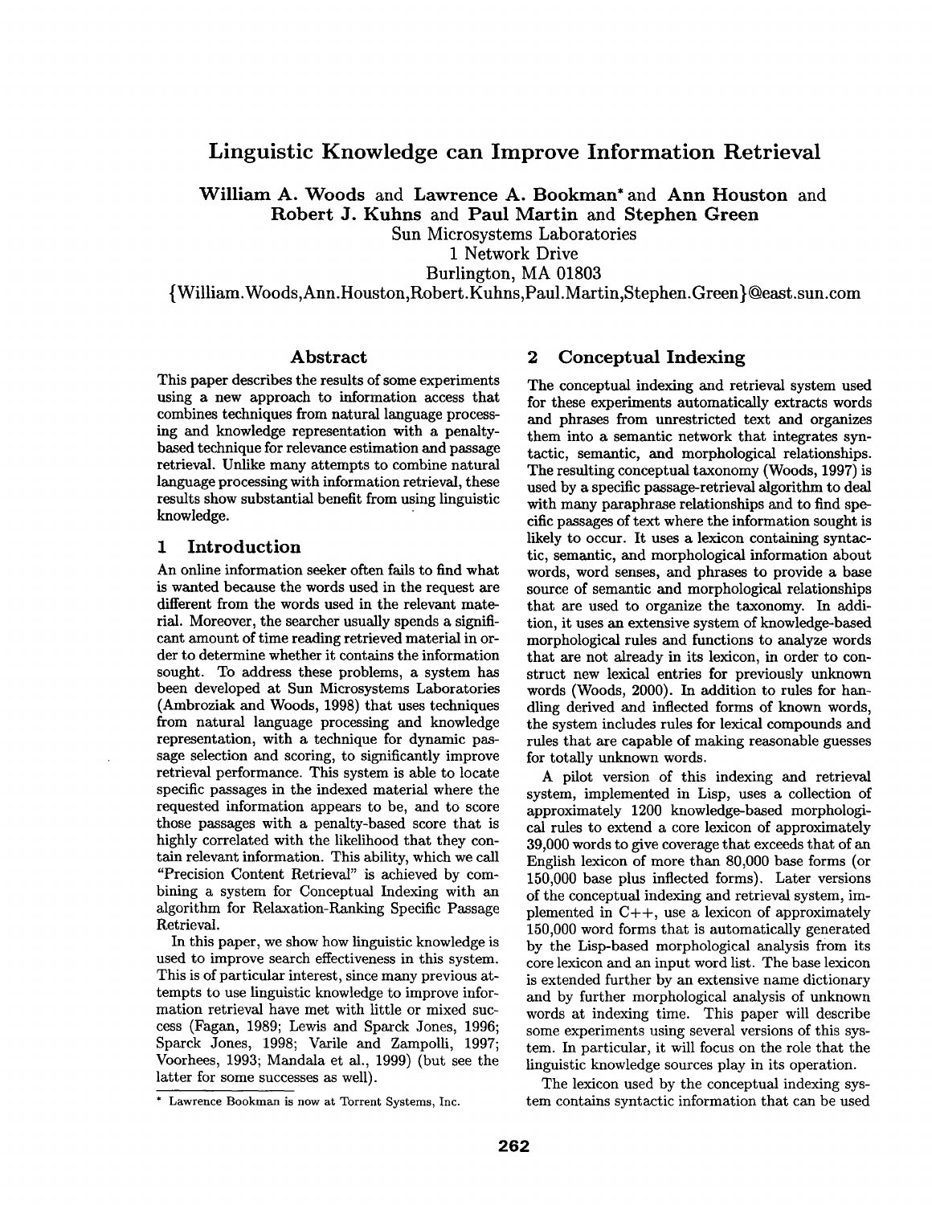# Linguistic Knowledge can Improve Information Retrieval

**William A. Woods** and **Lawrence A. Bookman*** and **Ann Houston** and **Robert J. Kuhns** and **Paul Martin** and **Stephen Green**

Sun Microsystems Laboratories
1 Network Drive
Burlington, MA 01803

{William.Woods,Ann.Houston,Robert.Kuhns,Paul.Martin,Stephen.Green}@east.sun.com

## Abstract

This paper describes the results of some experiments using a new approach to information access that combines techniques from natural language processing and knowledge representation with a penalty-based technique for relevance estimation and passage retrieval. Unlike many attempts to combine natural language processing with information retrieval, these results show substantial benefit from using linguistic knowledge.

## 1 Introduction

An online information seeker often fails to find what is wanted because the words used in the request are different from the words used in the relevant material. Moreover, the searcher usually spends a significant amount of time reading retrieved material in order to determine whether it contains the information sought. To address these problems, a system has been developed at Sun Microsystems Laboratories (Ambroziak and Woods, 1998) that uses techniques from natural language processing and knowledge representation, with a technique for dynamic passage selection and scoring, to significantly improve retrieval performance. This system is able to locate specific passages in the indexed material where the requested information appears to be, and to score those passages with a penalty-based score that is highly correlated with the likelihood that they contain relevant information. This ability, which we call "Precision Content Retrieval" is achieved by combining a system for Conceptual Indexing with an algorithm for Relaxation-Ranking Specific Passage Retrieval.

In this paper, we show how linguistic knowledge is used to improve search effectiveness in this system. This is of particular interest, since many previous attempts to use linguistic knowledge to improve information retrieval have met with little or mixed success (Fagan, 1989; Lewis and Sparck Jones, 1996; Sparck Jones, 1998; Varile and Zampolli, 1997; Voorhees, 1993; Mandala et al., 1999) (but see the latter for some successes as well).

## 2 Conceptual Indexing

The conceptual indexing and retrieval system used for these experiments automatically extracts words and phrases from unrestricted text and organizes them into a semantic network that integrates syntactic, semantic, and morphological relationships. The resulting conceptual taxonomy (Woods, 1997) is used by a specific passage-retrieval algorithm to deal with many paraphrase relationships and to find specific passages of text where the information sought is likely to occur. It uses a lexicon containing syntactic, semantic, and morphological information about words, word senses, and phrases to provide a base source of semantic and morphological relationships that are used to organize the taxonomy. In addition, it uses an extensive system of knowledge-based morphological rules and functions to analyze words that are not already in its lexicon, in order to construct new lexical entries for previously unknown words (Woods, 2000). In addition to rules for handling derived and inflected forms of known words, the system includes rules for lexical compounds and rules that are capable of making reasonable guesses for totally unknown words.

A pilot version of this indexing and retrieval system, implemented in Lisp, uses a collection of approximately 1200 knowledge-based morphological rules to extend a core lexicon of approximately 39,000 words to give coverage that exceeds that of an English lexicon of more than 80,000 base forms (or 150,000 base plus inflected forms). Later versions of the conceptual indexing and retrieval system, implemented in C++, use a lexicon of approximately 150,000 word forms that is automatically generated by the Lisp-based morphological analysis from its core lexicon and an input word list. The base lexicon is extended further by an extensive name dictionary and by further morphological analysis of unknown words at indexing time. This paper will describe some experiments using several versions of this system. In particular, it will focus on the role that the linguistic knowledge sources play in its operation.

The lexicon used by the conceptual indexing system contains syntactic information that can be used

* Lawrence Bookman is now at Torrent Systems, Inc.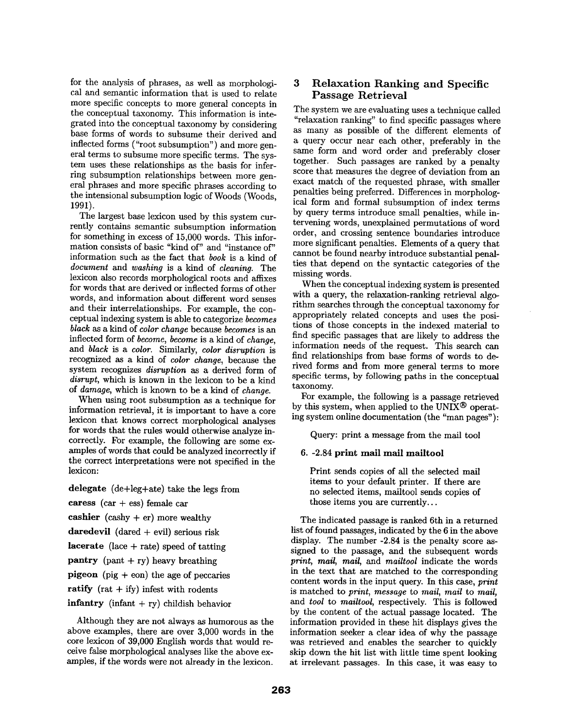for the analysis of phrases, as well as morphological and semantic information that is used to relate more specific concepts to more general concepts in the conceptual taxonomy. This information is integrated into the conceptual taxonomy by considering base forms of words to subsume their derived and inflected forms ("root subsumption") and more general terms to subsume more specific terms. The system uses these relationships as the basis for inferring subsumption relationships between more general phrases and more specific phrases according to the intensional subsumption logic of Woods (Woods, 1991).

The largest base lexicon used by this system currently contains semantic subsumption information for something in excess of 15,000 words. This information consists of basic "kind of" and "instance of" information such as the fact that *book* is a kind of *document* and *washing* is a kind of *cleaning*. The lexicon also records morphological roots and affixes for words that are derived or inflected forms of other words, and information about different word senses and their interrelationships. For example, the conceptual indexing system is able to categorize *becomes black* as a kind of *color change* because *becomes* is an inflected form of *become*, *become* is a kind of *change*, and *black* is a *color*. Similarly, *color disruption* is recognized as a kind of *color change*, because the system recognizes *disruption* as a derived form of *disrupt*, which is known in the lexicon to be a kind of *damage*, which is known to be a kind of *change*.

When using root subsumption as a technique for information retrieval, it is important to have a core lexicon that knows correct morphological analyses for words that the rules would otherwise analyze incorrectly. For example, the following are some examples of words that could be analyzed incorrectly if the correct interpretations were not specified in the lexicon:

**delegate** (de+leg+ate) take the legs from

**caress** (car + ess) female car

**cashier** (cashy + er) more wealthy

**daredevil** (dared + evil) serious risk

**lacerate** (lace + rate) speed of tatting

**pantry** (pant + ry) heavy breathing

**pigeon** (pig + eon) the age of peccaries

**ratify** (rat + ify) infest with rodents

**infantry** (infant + ry) childish behavior

Although they are not always as humorous as the above examples, there are over 3,000 words in the core lexicon of 39,000 English words that would receive false morphological analyses like the above examples, if the words were not already in the lexicon.

## 3 Relaxation Ranking and Specific Passage Retrieval

The system we are evaluating uses a technique called "relaxation ranking" to find specific passages where as many as possible of the different elements of a query occur near each other, preferably in the same form and word order and preferably closer together. Such passages are ranked by a penalty score that measures the degree of deviation from an exact match of the requested phrase, with smaller penalties being preferred. Differences in morphological form and formal subsumption of index terms by query terms introduce small penalties, while intervening words, unexplained permutations of word order, and crossing sentence boundaries introduce more significant penalties. Elements of a query that cannot be found nearby introduce substantial penalties that depend on the syntactic categories of the missing words.

When the conceptual indexing system is presented with a query, the relaxation-ranking retrieval algorithm searches through the conceptual taxonomy for appropriately related concepts and uses the positions of those concepts in the indexed material to find specific passages that are likely to address the information needs of the request. This search can find relationships from base forms of words to derived forms and from more general terms to more specific terms, by following paths in the conceptual taxonomy.

For example, the following is a passage retrieved by this system, when applied to the UNIX® operating system online documentation (the "man pages"):

> Query: print a message from the mail tool

**6. -2.84 print mail mail mailtool**

> Print sends copies of all the selected mail items to your default printer. If there are no selected items, mailtool sends copies of those items you are currently...

The indicated passage is ranked 6th in a returned list of found passages, indicated by the 6 in the above display. The number -2.84 is the penalty score assigned to the passage, and the subsequent words *print*, *mail*, *mail*, and *mailtool* indicate the words in the text that are matched to the corresponding content words in the input query. In this case, *print* is matched to *print*, *message* to *mail*, *mail* to *mail*, and *tool* to *mailtool*, respectively. This is followed by the content of the actual passage located. The information provided in these hit displays gives the information seeker a clear idea of why the passage was retrieved and enables the searcher to quickly skip down the hit list with little time spent looking at irrelevant passages. In this case, it was easy to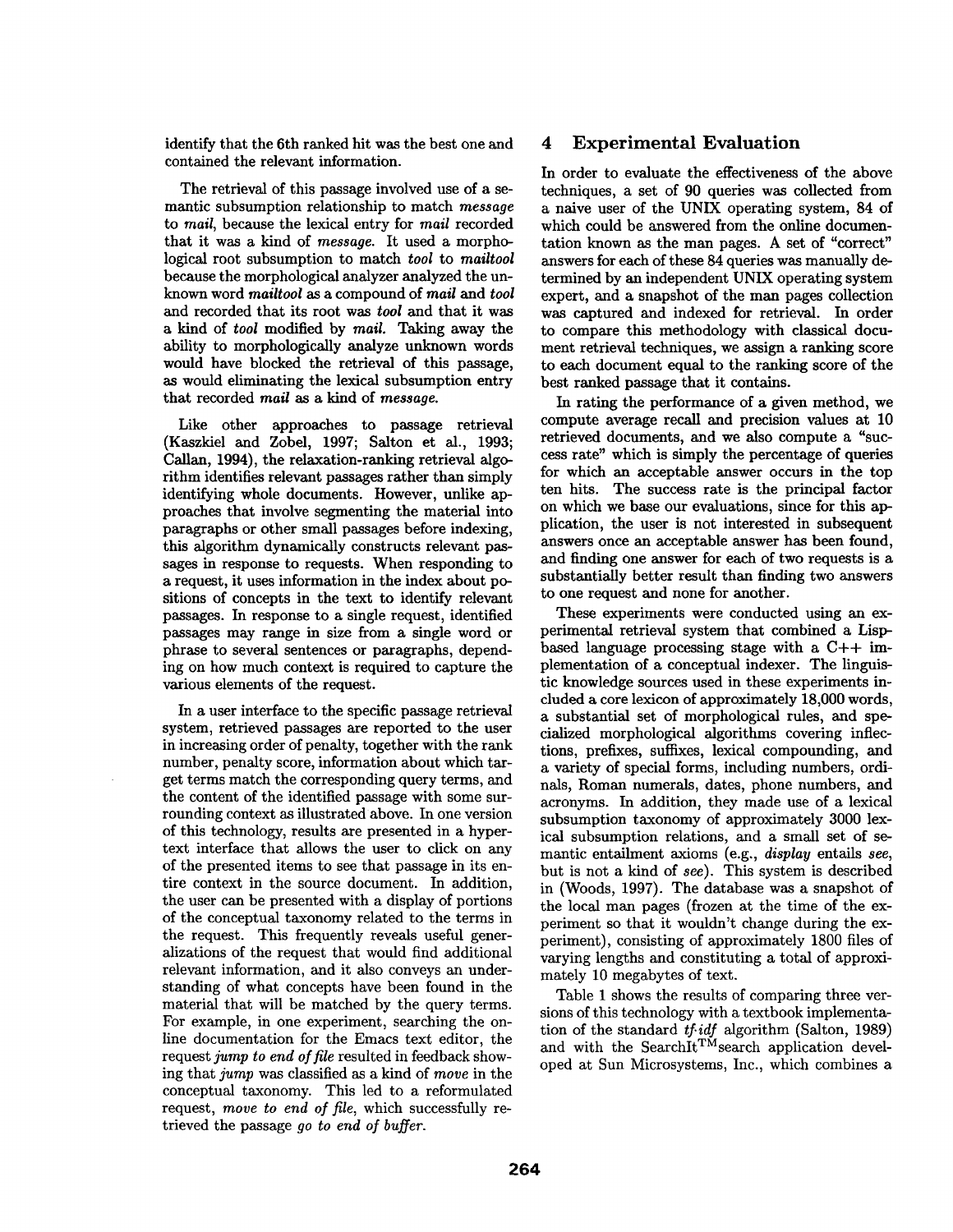identify that the 6th ranked hit was the best one and contained the relevant information.

The retrieval of this passage involved use of a semantic subsumption relationship to match *message* to *mail*, because the lexical entry for *mail* recorded that it was a kind of *message*. It used a morphological root subsumption to match *tool* to *mailtool* because the morphological analyzer analyzed the unknown word *mailtool* as a compound of *mail* and *tool* and recorded that its root was *tool* and that it was a kind of *tool* modified by *mail*. Taking away the ability to morphologically analyze unknown words would have blocked the retrieval of this passage, as would eliminating the lexical subsumption entry that recorded *mail* as a kind of *message*.

Like other approaches to passage retrieval (Kaszkiel and Zobel, 1997; Salton et al., 1993; Callan, 1994), the relaxation-ranking retrieval algorithm identifies relevant passages rather than simply identifying whole documents. However, unlike approaches that involve segmenting the material into paragraphs or other small passages before indexing, this algorithm dynamically constructs relevant passages in response to requests. When responding to a request, it uses information in the index about positions of concepts in the text to identify relevant passages. In response to a single request, identified passages may range in size from a single word or phrase to several sentences or paragraphs, depending on how much context is required to capture the various elements of the request.

In a user interface to the specific passage retrieval system, retrieved passages are reported to the user in increasing order of penalty, together with the rank number, penalty score, information about which target terms match the corresponding query terms, and the content of the identified passage with some surrounding context as illustrated above. In one version of this technology, results are presented in a hypertext interface that allows the user to click on any of the presented items to see that passage in its entire context in the source document. In addition, the user can be presented with a display of portions of the conceptual taxonomy related to the terms in the request. This frequently reveals useful generalizations of the request that would find additional relevant information, and it also conveys an understanding of what concepts have been found in the material that will be matched by the query terms. For example, in one experiment, searching the online documentation for the Emacs text editor, the request *jump to end of file* resulted in feedback showing that *jump* was classified as a kind of *move* in the conceptual taxonomy. This led to a reformulated request, *move to end of file*, which successfully retrieved the passage *go to end of buffer*.

## 4 Experimental Evaluation

In order to evaluate the effectiveness of the above techniques, a set of 90 queries was collected from a naive user of the UNIX operating system, 84 of which could be answered from the online documentation known as the man pages. A set of "correct" answers for each of these 84 queries was manually determined by an independent UNIX operating system expert, and a snapshot of the man pages collection was captured and indexed for retrieval. In order to compare this methodology with classical document retrieval techniques, we assign a ranking score to each document equal to the ranking score of the best ranked passage that it contains.

In rating the performance of a given method, we compute average recall and precision values at 10 retrieved documents, and we also compute a "success rate" which is simply the percentage of queries for which an acceptable answer occurs in the top ten hits. The success rate is the principal factor on which we base our evaluations, since for this application, the user is not interested in subsequent answers once an acceptable answer has been found, and finding one answer for each of two requests is a substantially better result than finding two answers to one request and none for another.

These experiments were conducted using an experimental retrieval system that combined a Lisp-based language processing stage with a C++ implementation of a conceptual indexer. The linguistic knowledge sources used in these experiments included a core lexicon of approximately 18,000 words, a substantial set of morphological rules, and specialized morphological algorithms covering inflections, prefixes, suffixes, lexical compounding, and a variety of special forms, including numbers, ordinals, Roman numerals, dates, phone numbers, and acronyms. In addition, they made use of a lexical subsumption taxonomy of approximately 3000 lexical subsumption relations, and a small set of semantic entailment axioms (e.g., *display* entails *see*, but is not a kind of *see*). This system is described in (Woods, 1997). The database was a snapshot of the local man pages (frozen at the time of the experiment so that it wouldn't change during the experiment), consisting of approximately 1800 files of varying lengths and constituting a total of approximately 10 megabytes of text.

Table 1 shows the results of comparing three versions of this technology with a textbook implementation of the standard *tf·idf* algorithm (Salton, 1989) and with the SearchIt™ search application developed at Sun Microsystems, Inc., which combines a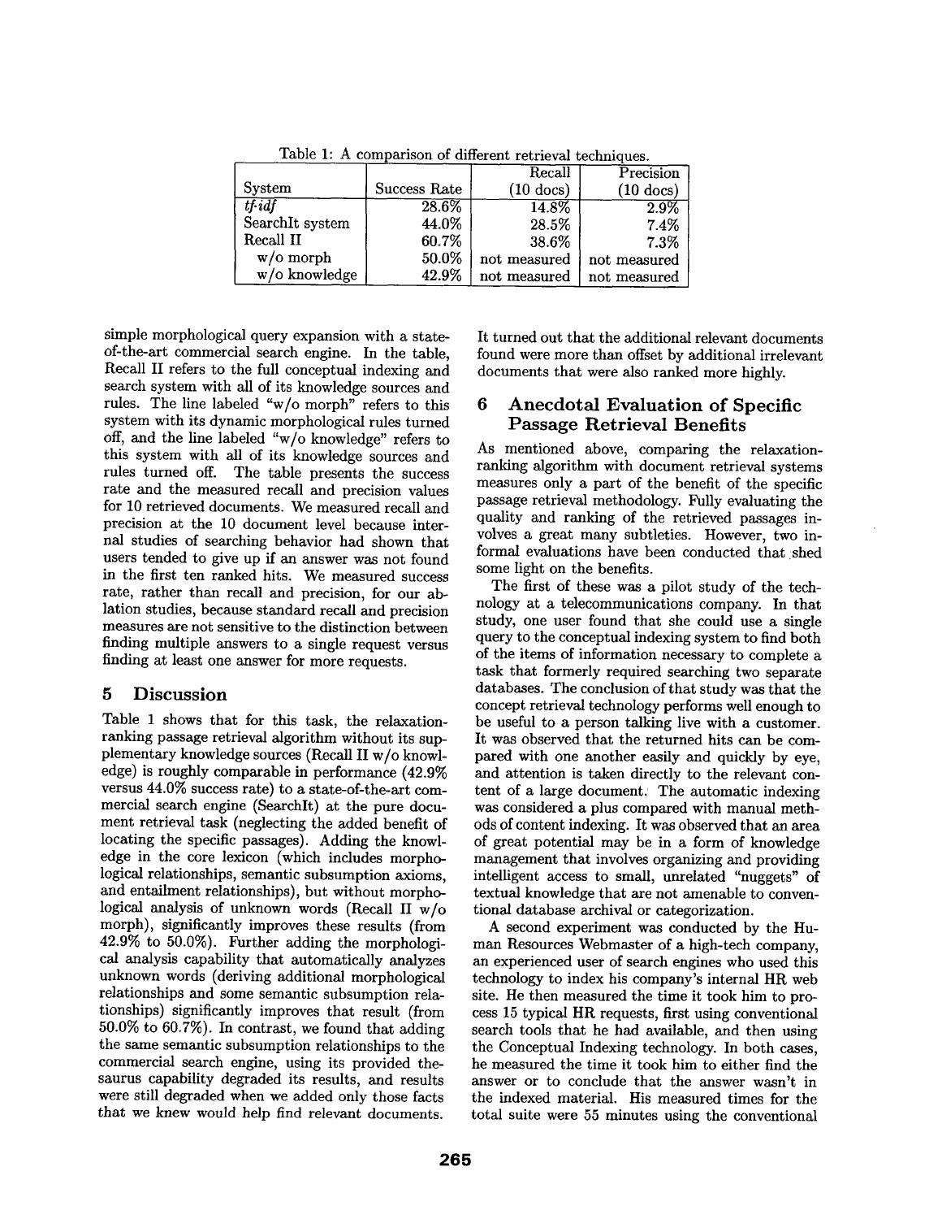Table 1: A comparison of different retrieval techniques.

| System | Success Rate | Recall (10 docs) | Precision (10 docs) |
|---|---|---|---|
| *tf·idf* | 28.6% | 14.8% | 2.9% |
| SearchIt system | 44.0% | 28.5% | 7.4% |
| Recall II | 60.7% | 38.6% | 7.3% |
| w/o morph | 50.0% | not measured | not measured |
| w/o knowledge | 42.9% | not measured | not measured |

simple morphological query expansion with a state-of-the-art commercial search engine. In the table, Recall II refers to the full conceptual indexing and search system with all of its knowledge sources and rules. The line labeled "w/o morph" refers to this system with its dynamic morphological rules turned off, and the line labeled "w/o knowledge" refers to this system with all of its knowledge sources and rules turned off. The table presents the success rate and the measured recall and precision values for 10 retrieved documents. We measured recall and precision at the 10 document level because internal studies of searching behavior had shown that users tended to give up if an answer was not found in the first ten ranked hits. We measured success rate, rather than recall and precision, for our ablation studies, because standard recall and precision measures are not sensitive to the distinction between finding multiple answers to a single request versus finding at least one answer for more requests.

## 5 Discussion

Table 1 shows that for this task, the relaxation-ranking passage retrieval algorithm without its supplementary knowledge sources (Recall II w/o knowledge) is roughly comparable in performance (42.9% versus 44.0% success rate) to a state-of-the-art commercial search engine (SearchIt) at the pure document retrieval task (neglecting the added benefit of locating the specific passages). Adding the knowledge in the core lexicon (which includes morphological relationships, semantic subsumption axioms, and entailment relationships), but without morphological analysis of unknown words (Recall II w/o morph), significantly improves these results (from 42.9% to 50.0%). Further adding the morphological analysis capability that automatically analyzes unknown words (deriving additional morphological relationships and some semantic subsumption relationships) significantly improves that result (from 50.0% to 60.7%). In contrast, we found that adding the same semantic subsumption relationships to the commercial search engine, using its provided thesaurus capability degraded its results, and results were still degraded when we added only those facts that we knew would help find relevant documents. It turned out that the additional relevant documents found were more than offset by additional irrelevant documents that were also ranked more highly.

## 6 Anecdotal Evaluation of Specific Passage Retrieval Benefits

As mentioned above, comparing the relaxation-ranking algorithm with document retrieval systems measures only a part of the benefit of the specific passage retrieval methodology. Fully evaluating the quality and ranking of the retrieved passages involves a great many subtleties. However, two informal evaluations have been conducted that shed some light on the benefits.

The first of these was a pilot study of the technology at a telecommunications company. In that study, one user found that she could use a single query to the conceptual indexing system to find both of the items of information necessary to complete a task that formerly required searching two separate databases. The conclusion of that study was that the concept retrieval technology performs well enough to be useful to a person talking live with a customer. It was observed that the returned hits can be compared with one another easily and quickly by eye, and attention is taken directly to the relevant content of a large document. The automatic indexing was considered a plus compared with manual methods of content indexing. It was observed that an area of great potential may be in a form of knowledge management that involves organizing and providing intelligent access to small, unrelated "nuggets" of textual knowledge that are not amenable to conventional database archival or categorization.

A second experiment was conducted by the Human Resources Webmaster of a high-tech company, an experienced user of search engines who used this technology to index his company's internal HR web site. He then measured the time it took him to process 15 typical HR requests, first using conventional search tools that he had available, and then using the Conceptual Indexing technology. In both cases, he measured the time it took him to either find the answer or to conclude that the answer wasn't in the indexed material. His measured times for the total suite were 55 minutes using the conventional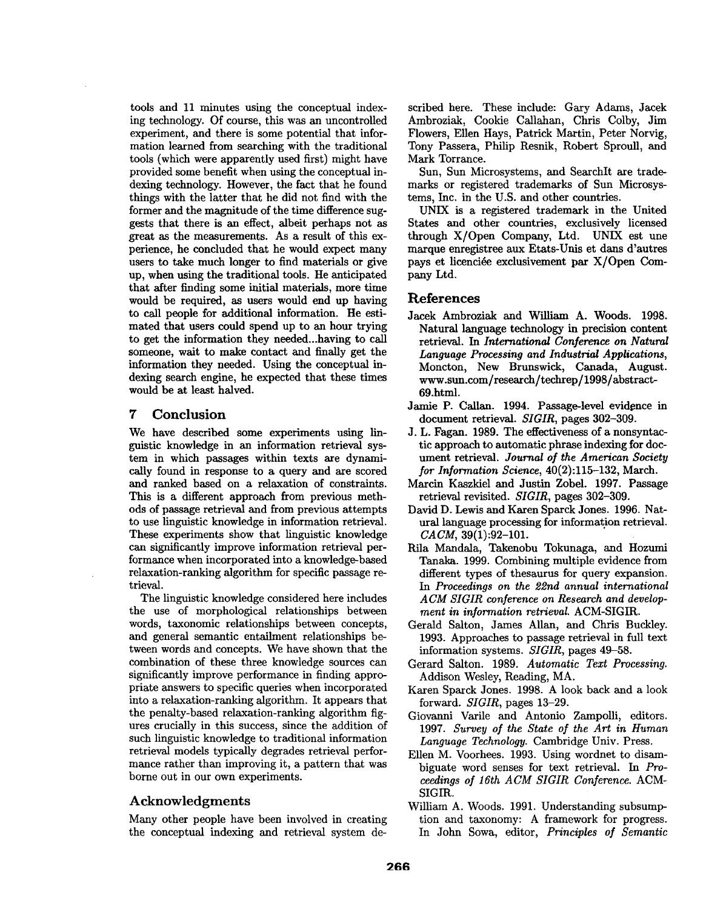tools and 11 minutes using the conceptual indexing technology. Of course, this was an uncontrolled experiment, and there is some potential that information learned from searching with the traditional tools (which were apparently used first) might have provided some benefit when using the conceptual indexing technology. However, the fact that he found things with the latter that he did not find with the former and the magnitude of the time difference suggests that there is an effect, albeit perhaps not as great as the measurements. As a result of this experience, he concluded that he would expect many users to take much longer to find materials or give up, when using the traditional tools. He anticipated that after finding some initial materials, more time would be required, as users would end up having to call people for additional information. He estimated that users could spend up to an hour trying to get the information they needed...having to call someone, wait to make contact and finally get the information they needed. Using the conceptual indexing search engine, he expected that these times would be at least halved.

## 7 Conclusion

We have described some experiments using linguistic knowledge in an information retrieval system in which passages within texts are dynamically found in response to a query and are scored and ranked based on a relaxation of constraints. This is a different approach from previous methods of passage retrieval and from previous attempts to use linguistic knowledge in information retrieval. These experiments show that linguistic knowledge can significantly improve information retrieval performance when incorporated into a knowledge-based relaxation-ranking algorithm for specific passage retrieval.

The linguistic knowledge considered here includes the use of morphological relationships between words, taxonomic relationships between concepts, and general semantic entailment relationships between words and concepts. We have shown that the combination of these three knowledge sources can significantly improve performance in finding appropriate answers to specific queries when incorporated into a relaxation-ranking algorithm. It appears that the penalty-based relaxation-ranking algorithm figures crucially in this success, since the addition of such linguistic knowledge to traditional information retrieval models typically degrades retrieval performance rather than improving it, a pattern that was borne out in our own experiments.

## Acknowledgments

Many other people have been involved in creating the conceptual indexing and retrieval system described here. These include: Gary Adams, Jacek Ambroziak, Cookie Callahan, Chris Colby, Jim Flowers, Ellen Hays, Patrick Martin, Peter Norvig, Tony Passera, Philip Resnik, Robert Sproull, and Mark Torrance.

Sun, Sun Microsystems, and SearchIt are trademarks or registered trademarks of Sun Microsystems, Inc. in the U.S. and other countries.

UNIX is a registered trademark in the United States and other countries, exclusively licensed through X/Open Company, Ltd. UNIX est une marque enregistree aux Etats-Unis et dans d'autres pays et licenciée exclusivement par X/Open Company Ltd.

## References

Jacek Ambroziak and William A. Woods. 1998. Natural language technology in precision content retrieval. In *International Conference on Natural Language Processing and Industrial Applications*, Moncton, New Brunswick, Canada, August. www.sun.com/research/techrep/1998/abstract-69.html.

Jamie P. Callan. 1994. Passage-level evidence in document retrieval. *SIGIR*, pages 302–309.

J. L. Fagan. 1989. The effectiveness of a nonsyntactic approach to automatic phrase indexing for document retrieval. *Journal of the American Society for Information Science*, 40(2):115–132, March.

Marcin Kaszkiel and Justin Zobel. 1997. Passage retrieval revisited. *SIGIR*, pages 302–309.

David D. Lewis and Karen Sparck Jones. 1996. Natural language processing for information retrieval. *CACM*, 39(1):92–101.

Rila Mandala, Takenobu Tokunaga, and Hozumi Tanaka. 1999. Combining multiple evidence from different types of thesaurus for query expansion. In *Proceedings on the 22nd annual international ACM SIGIR conference on Research and development in information retrieval.* ACM-SIGIR.

Gerald Salton, James Allan, and Chris Buckley. 1993. Approaches to passage retrieval in full text information systems. *SIGIR*, pages 49–58.

Gerard Salton. 1989. *Automatic Text Processing.* Addison Wesley, Reading, MA.

Karen Sparck Jones. 1998. A look back and a look forward. *SIGIR*, pages 13–29.

Giovanni Varile and Antonio Zampolli, editors. 1997. *Survey of the State of the Art in Human Language Technology.* Cambridge Univ. Press.

Ellen M. Voorhees. 1993. Using wordnet to disambiguate word senses for text retrieval. In *Proceedings of 16th ACM SIGIR Conference.* ACM-SIGIR.

William A. Woods. 1991. Understanding subsumption and taxonomy: A framework for progress. In John Sowa, editor, *Principles of Semantic*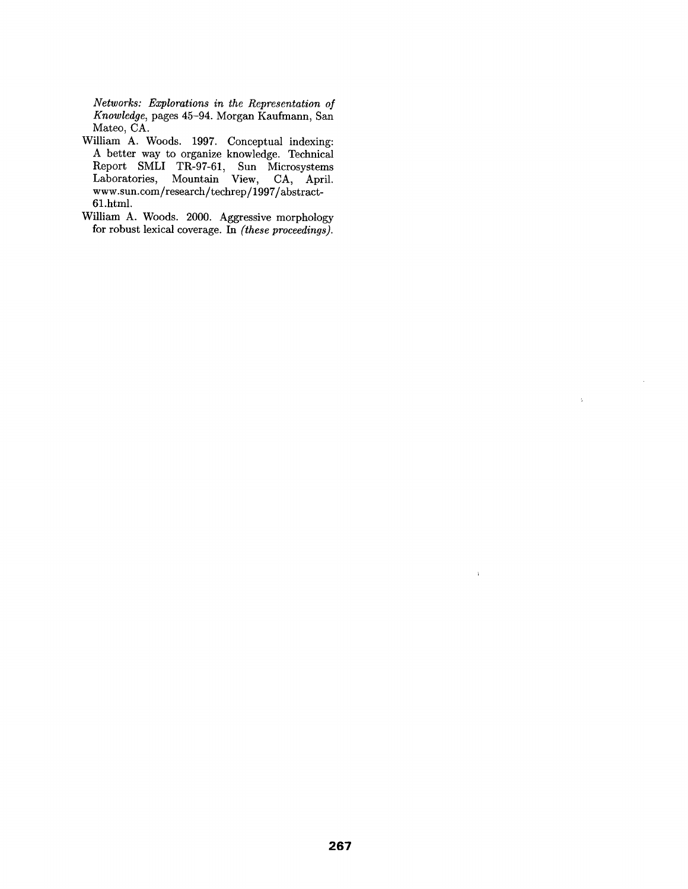*Networks: Explorations in the Representation of Knowledge*, pages 45–94. Morgan Kaufmann, San Mateo, CA.

William A. Woods. 1997. Conceptual indexing: A better way to organize knowledge. Technical Report SMLI TR-97-61, Sun Microsystems Laboratories, Mountain View, CA, April. www.sun.com/research/techrep/1997/abstract-61.html.

William A. Woods. 2000. Aggressive morphology for robust lexical coverage. In *(these proceedings)*.